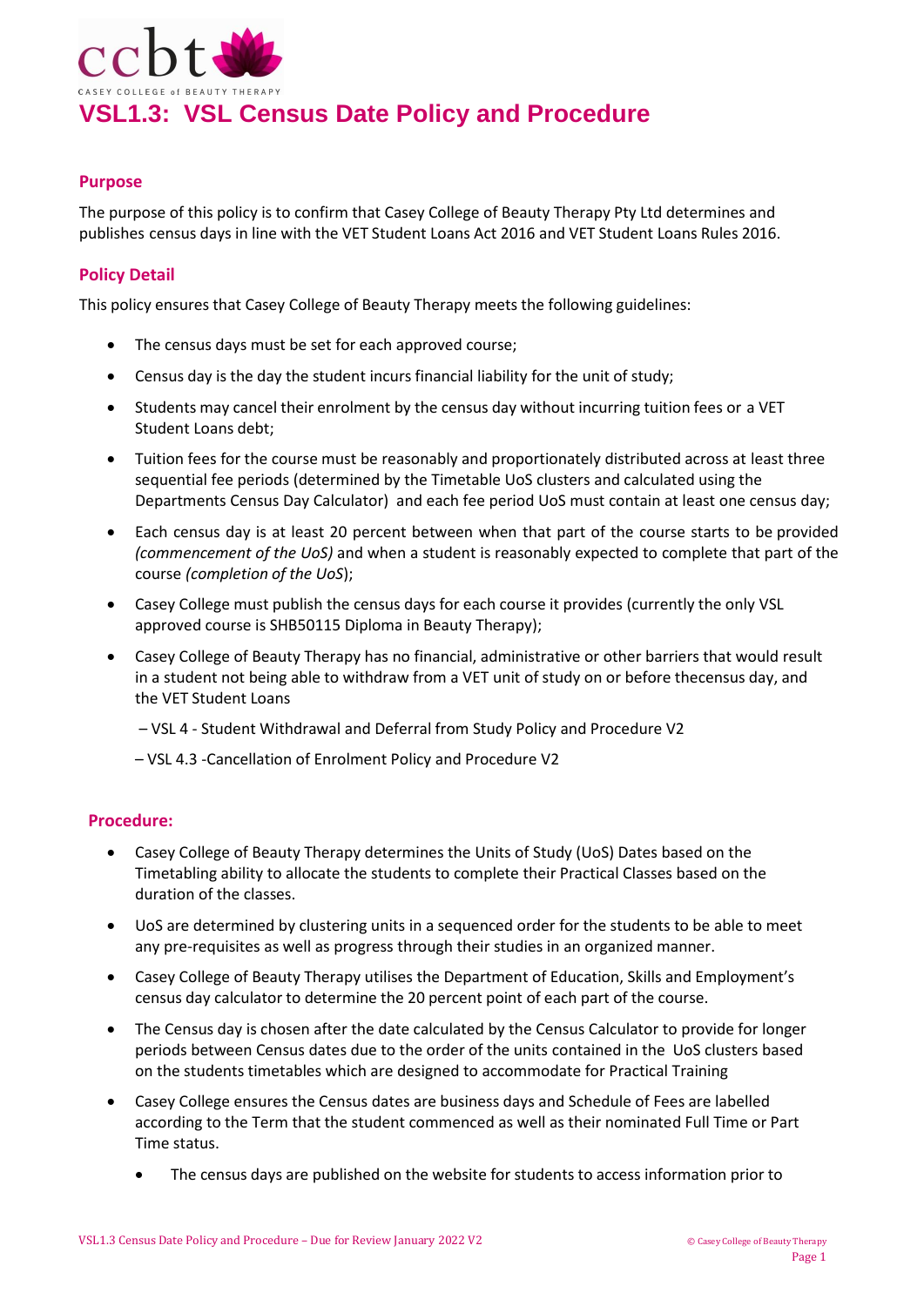# VSL1.3: VSL Census Date Policy and Procedure

## Purpose

The purpose of this policy is to confirm that Casey College of Beauty Therapy Pty Ltd determines and publishes census days in line with the VET Student Loans Act 2016 and VET Student Loans Rules 2016.

## Policy Detail

This policy ensures that Casey College of Beauty Therapy meets the following guidelines:

- The census days must be set for each approved course;
- Census day is the day the student incurs financial liability for the unit of study;
- Students may cancel their enrolment by the census day without incurring tuition fees or a VET Student Loans debt;
- Tuition fees for the course must be reasonably and proportionately distributed across at least three sequential fee periods (determined by the Timetable UoS clusters and calculated using the Departments Census Day Calculator) and each fee period UoS must contain at least one census day;
- Each census day is at least 20 percent between when that part of the course starts to be provided *(commencement of the UoS)* and when a student is reasonably expected to complete that part of the course *(completion of the UoS*);
- Casey College must publish the census days for each course it provides (currently the only VSL approved course is SHB50115 Diploma in Beauty Therapy);
- Casey College of Beauty Therapy has no financial, administrative or other barriers that would result in a student not being able to withdraw from a VET unit of study on or before thecensus day, and the VET Student Loans

  – VSL 4 - Student Withdrawal and Deferral from Study Policy and Procedure V2

  – VSL 4.3 -Cancellation of Enrolment Policy and Procedure V2

## Procedure:

- Casey College of Beauty Therapy determines the Units of Study (UoS) Dates based on the Timetabling ability to allocate the students to complete their Practical Classes based on the duration of the classes.
- UoS are determined by clustering units in a sequenced order for the students to be able to meet any pre-requisites as well as progress through their studies in an organized manner.
- Casey College of Beauty Therapy utilises the Department of Education, Skills and Employment's census day calculator to determine the 20 percent point of each part of the course.
- The Census day is chosen after the date calculated by the Census Calculator to provide for longer periods between Census dates due to the order of the units contained in the UoS clusters based on the students timetables which are designed to accommodate for Practical Training
- Casey College ensures the Census dates are business days and Schedule of Fees are labelled according to the Term that the student commenced as well as their nominated Full Time or Part Time status.
  - The census days are published on the website for students to access information prior to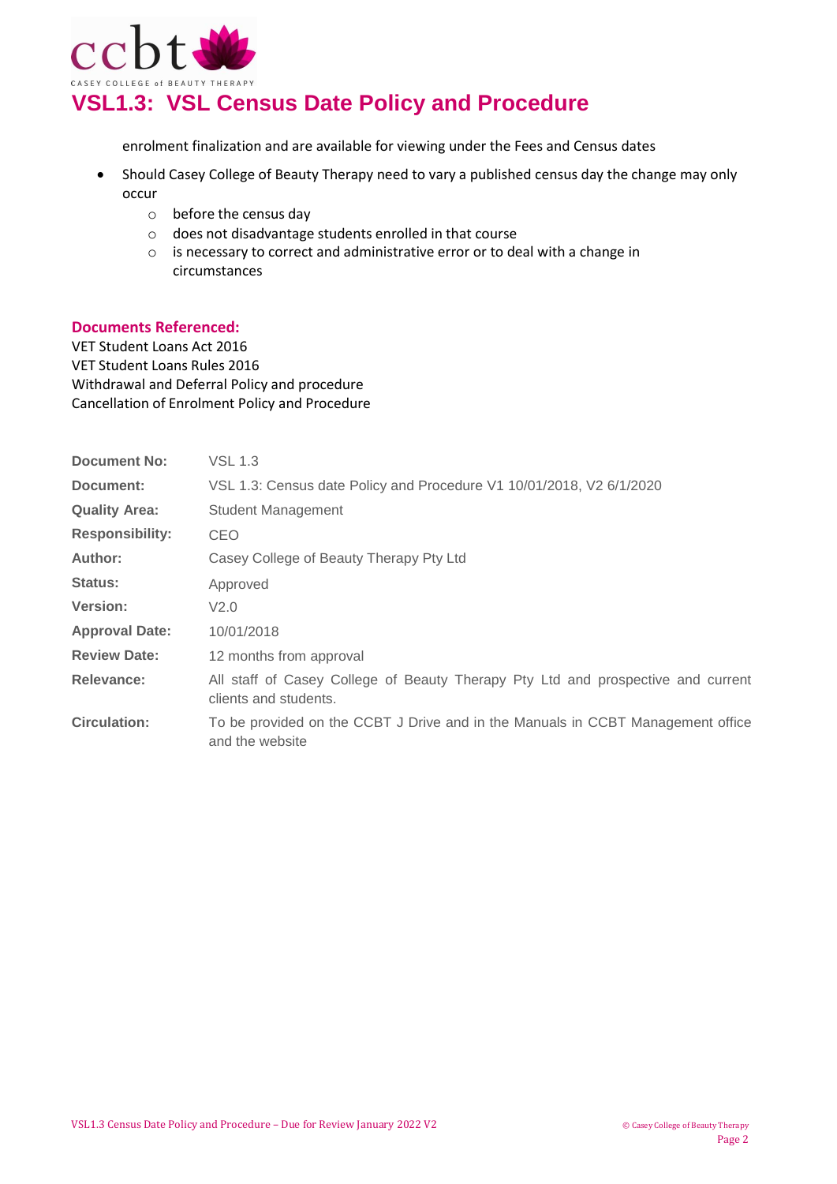enrolment finalization and are available for viewing under the Fees and Census dates

- Should Casey College of Beauty Therapy need to vary a published census day the change may only occur
    - before the census day
    - does not disadvantage students enrolled in that course
    - is necessary to correct and administrative error or to deal with a change in circumstances

**Documents Referenced:**

VET Student Loans Act 2016
VET Student Loans Rules 2016
Withdrawal and Deferral Policy and procedure
Cancellation of Enrolment Policy and Procedure

| | |
|---|---|
| **Document No:** | VSL 1.3 |
| **Document:** | VSL 1.3: Census date Policy and Procedure V1 10/01/2018, V2 6/1/2020 |
| **Quality Area:** | Student Management |
| **Responsibility:** | CEO |
| **Author:** | Casey College of Beauty Therapy Pty Ltd |
| **Status:** | Approved |
| **Version:** | V2.0 |
| **Approval Date:** | 10/01/2018 |
| **Review Date:** | 12 months from approval |
| **Relevance:** | All staff of Casey College of Beauty Therapy Pty Ltd and prospective and current clients and students. |
| **Circulation:** | To be provided on the CCBT J Drive and in the Manuals in CCBT Management office and the website |